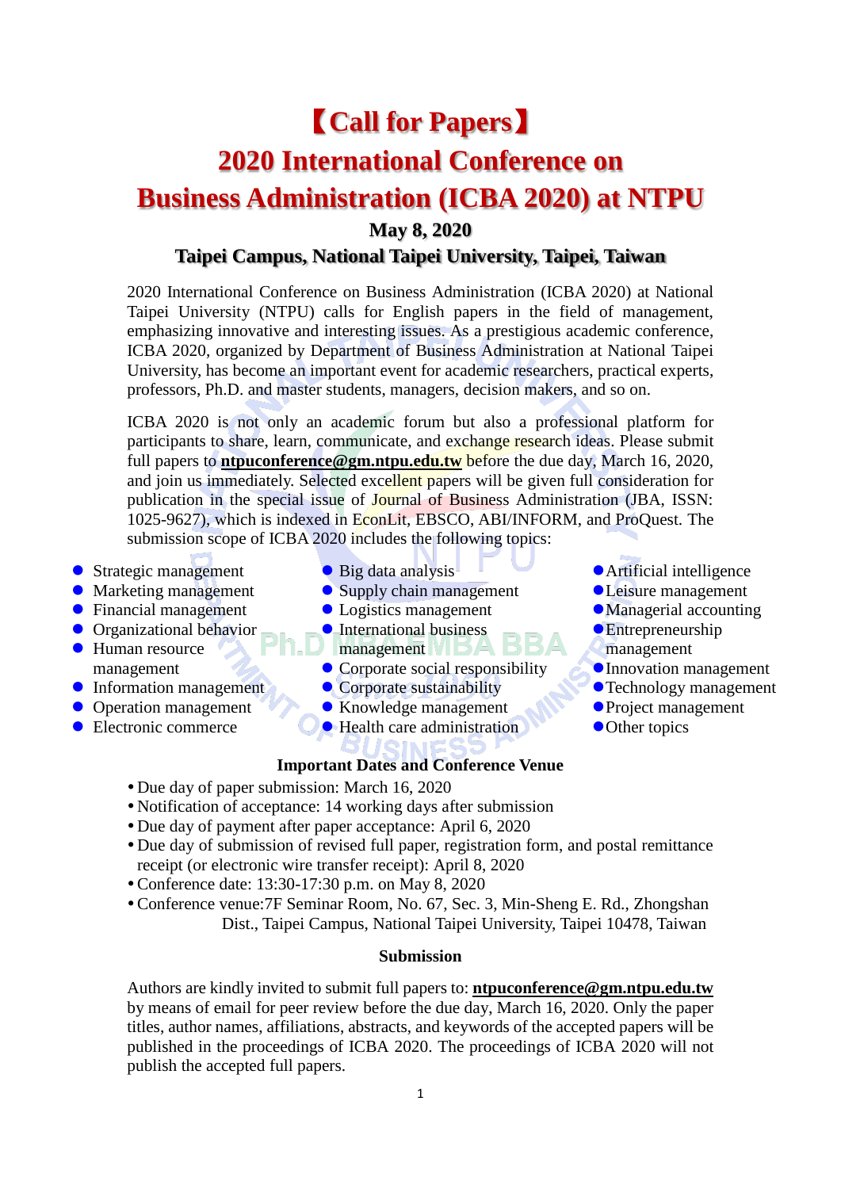# 【Call for Papers】

# 2020 International Conference on Business Administration (ICBA 2020) at NTPU

**May 8, 2020**

**Taipei Campus, National Taipei University, Taipei, Taiwan**

2020 International Conference on Business Administration (ICBA 2020) at National Taipei University (NTPU) calls for English papers in the field of management, emphasizing innovative and interesting issues. As a prestigious academic conference, ICBA 2020, organized by Department of Business Administration at National Taipei University, has become an important event for academic researchers, practical experts, professors, Ph.D. and master students, managers, decision makers, and so on.

ICBA 2020 is not only an academic forum but also a professional platform for participants to share, learn, communicate, and exchange research ideas. Please submit full papers to **ntpuconference@gm.ntpu.edu.tw** before the due day, March 16, 2020, and join us immediately. Selected excellent papers will be given full consideration for publication in the special issue of Journal of Business Administration (JBA, ISSN: 1025-9627), which is indexed in EconLit, EBSCO, ABI/INFORM, and ProQuest. The submission scope of ICBA 2020 includes the following topics:

- Strategic management
- Marketing management
- Financial management
- Organizational behavior
- Human resource management
- Information management
- Operation management
- Electronic commerce
- Big data analysis
- Supply chain management
- Logistics management
- International business management
- Corporate social responsibility
- Corporate sustainability
- Knowledge management
- Health care administration
- Artificial intelligence
- Leisure management
- Managerial accounting
- Entrepreneurship management
- Innovation management
- Technology management
- Project management
- Other topics

### Important Dates and Conference Venue

- Due day of paper submission: March 16, 2020
- Notification of acceptance: 14 working days after submission
- Due day of payment after paper acceptance: April 6, 2020
- Due day of submission of revised full paper, registration form, and postal remittance receipt (or electronic wire transfer receipt): April 8, 2020
- Conference date: 13:30-17:30 p.m. on May 8, 2020
- Conference venue:7F Seminar Room, No. 67, Sec. 3, Min-Sheng E. Rd., Zhongshan Dist., Taipei Campus, National Taipei University, Taipei 10478, Taiwan

### Submission

Authors are kindly invited to submit full papers to: **ntpuconference@gm.ntpu.edu.tw** by means of email for peer review before the due day, March 16, 2020. Only the paper titles, author names, affiliations, abstracts, and keywords of the accepted papers will be published in the proceedings of ICBA 2020. The proceedings of ICBA 2020 will not publish the accepted full papers.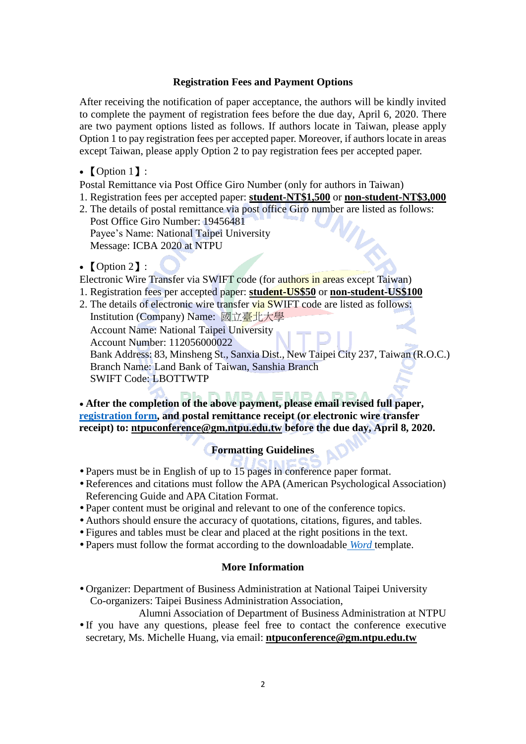## Registration Fees and Payment Options

After receiving the notification of paper acceptance, the authors will be kindly invited to complete the payment of registration fees before the due day, April 6, 2020. There are two payment options listed as follows. If authors locate in Taiwan, please apply Option 1 to pay registration fees per accepted paper. Moreover, if authors locate in areas except Taiwan, please apply Option 2 to pay registration fees per accepted paper.

- 【Option 1】:

Postal Remittance via Post Office Giro Number (only for authors in Taiwan)

1. Registration fees per accepted paper: **student-NT$1,500** or **non-student-NT$3,000**
2. The details of postal remittance via post office Giro number are listed as follows:
   Post Office Giro Number: 19456481
   Payee's Name: National Taipei University
   Message: ICBA 2020 at NTPU

- 【Option 2】:

Electronic Wire Transfer via SWIFT code (for authors in areas except Taiwan)

1. Registration fees per accepted paper: **student-US$50** or **non-student-US$100**
2. The details of electronic wire transfer via SWIFT code are listed as follows:
   Institution (Company) Name: 國立臺北大學
   Account Name: National Taipei University
   Account Number: 112056000022
   Bank Address: 83, Minsheng St., Sanxia Dist., New Taipei City 237, Taiwan (R.O.C.)
   Branch Name: Land Bank of Taiwan, Sanshia Branch
   SWIFT Code: LBOTTWTP

- **After the completion of the above payment, please email revised full paper, registration form, and postal remittance receipt (or electronic wire transfer receipt) to: ntpuconference@gm.ntpu.edu.tw before the due day, April 8, 2020.**

## Formatting Guidelines

- Papers must be in English of up to 15 pages in conference paper format.
- References and citations must follow the APA (American Psychological Association) Referencing Guide and APA Citation Format.
- Paper content must be original and relevant to one of the conference topics.
- Authors should ensure the accuracy of quotations, citations, figures, and tables.
- Figures and tables must be clear and placed at the right positions in the text.
- Papers must follow the format according to the downloadable *Word* template.

## More Information

- Organizer: Department of Business Administration at National Taipei University
  Co-organizers: Taipei Business Administration Association,
  Alumni Association of Department of Business Administration at NTPU
- If you have any questions, please feel free to contact the conference executive secretary, Ms. Michelle Huang, via email: **ntpuconference@gm.ntpu.edu.tw**